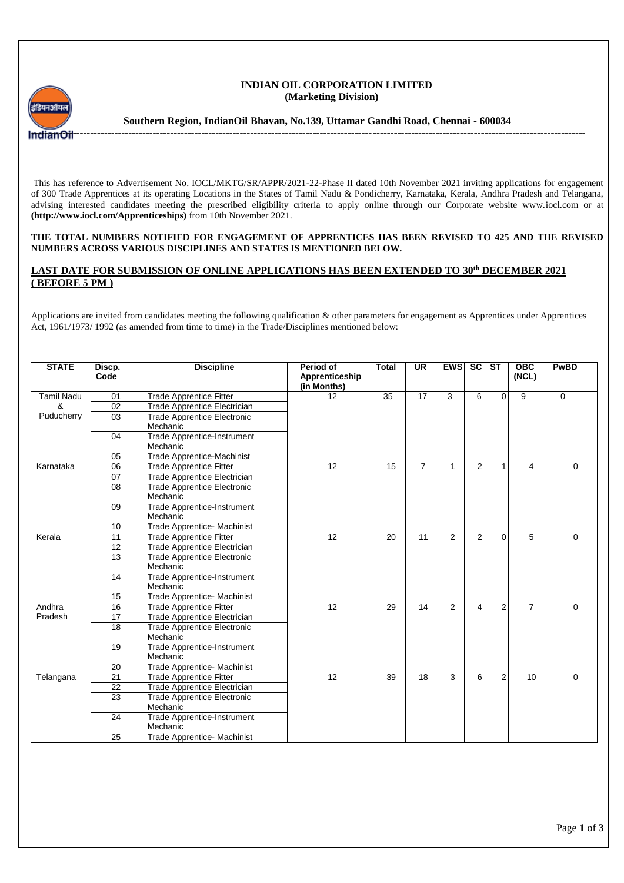**INDIAN OIL CORPORATION LIMITED**
**(Marketing Division)**

**Southern Region, IndianOil Bhavan, No.139, Uttamar Gandhi Road, Chennai - 600034**

This has reference to Advertisement No. IOCL/MKTG/SR/APPR/2021-22-Phase II dated 10th November 2021 inviting applications for engagement of 300 Trade Apprentices at its operating Locations in the States of Tamil Nadu & Pondicherry, Karnataka, Kerala, Andhra Pradesh and Telangana, advising interested candidates meeting the prescribed eligibility criteria to apply online through our Corporate website www.iocl.com or at **(http://www.iocl.com/Apprenticeships)** from 10th November 2021.

**THE TOTAL NUMBERS NOTIFIED FOR ENGAGEMENT OF APPRENTICES HAS BEEN REVISED TO 425 AND THE REVISED NUMBERS ACROSS VARIOUS DISCIPLINES AND STATES IS MENTIONED BELOW.**

**LAST DATE FOR SUBMISSION OF ONLINE APPLICATIONS HAS BEEN EXTENDED TO 30th DECEMBER 2021 ( BEFORE 5 PM )**

Applications are invited from candidates meeting the following qualification & other parameters for engagement as Apprentices under Apprentices Act, 1961/1973/ 1992 (as amended from time to time) in the Trade/Disciplines mentioned below:

| STATE | Discp. Code | Discipline | Period of Apprenticeship (in Months) | Total | UR | EWS | SC | ST | OBC (NCL) | PwBD |
|---|---|---|---|---|---|---|---|---|---|---|
| Tamil Nadu & Puducherry | 01 | Trade Apprentice Fitter | 12 | 35 | 17 | 3 | 6 | 0 | 9 | 0 |
| | 02 | Trade Apprentice Electrician | | | | | | | | |
| | 03 | Trade Apprentice Electronic Mechanic | | | | | | | | |
| | 04 | Trade Apprentice-Instrument Mechanic | | | | | | | | |
| | 05 | Trade Apprentice-Machinist | | | | | | | | |
| Karnataka | 06 | Trade Apprentice Fitter | 12 | 15 | 7 | 1 | 2 | 1 | 4 | 0 |
| | 07 | Trade Apprentice Electrician | | | | | | | | |
| | 08 | Trade Apprentice Electronic Mechanic | | | | | | | | |
| | 09 | Trade Apprentice-Instrument Mechanic | | | | | | | | |
| | 10 | Trade Apprentice- Machinist | | | | | | | | |
| Kerala | 11 | Trade Apprentice Fitter | 12 | 20 | 11 | 2 | 2 | 0 | 5 | 0 |
| | 12 | Trade Apprentice Electrician | | | | | | | | |
| | 13 | Trade Apprentice Electronic Mechanic | | | | | | | | |
| | 14 | Trade Apprentice-Instrument Mechanic | | | | | | | | |
| | 15 | Trade Apprentice- Machinist | | | | | | | | |
| Andhra Pradesh | 16 | Trade Apprentice Fitter | 12 | 29 | 14 | 2 | 4 | 2 | 7 | 0 |
| | 17 | Trade Apprentice Electrician | | | | | | | | |
| | 18 | Trade Apprentice Electronic Mechanic | | | | | | | | |
| | 19 | Trade Apprentice-Instrument Mechanic | | | | | | | | |
| | 20 | Trade Apprentice- Machinist | | | | | | | | |
| Telangana | 21 | Trade Apprentice Fitter | 12 | 39 | 18 | 3 | 6 | 2 | 10 | 0 |
| | 22 | Trade Apprentice Electrician | | | | | | | | |
| | 23 | Trade Apprentice Electronic Mechanic | | | | | | | | |
| | 24 | Trade Apprentice-Instrument Mechanic | | | | | | | | |
| | 25 | Trade Apprentice- Machinist | | | | | | | | |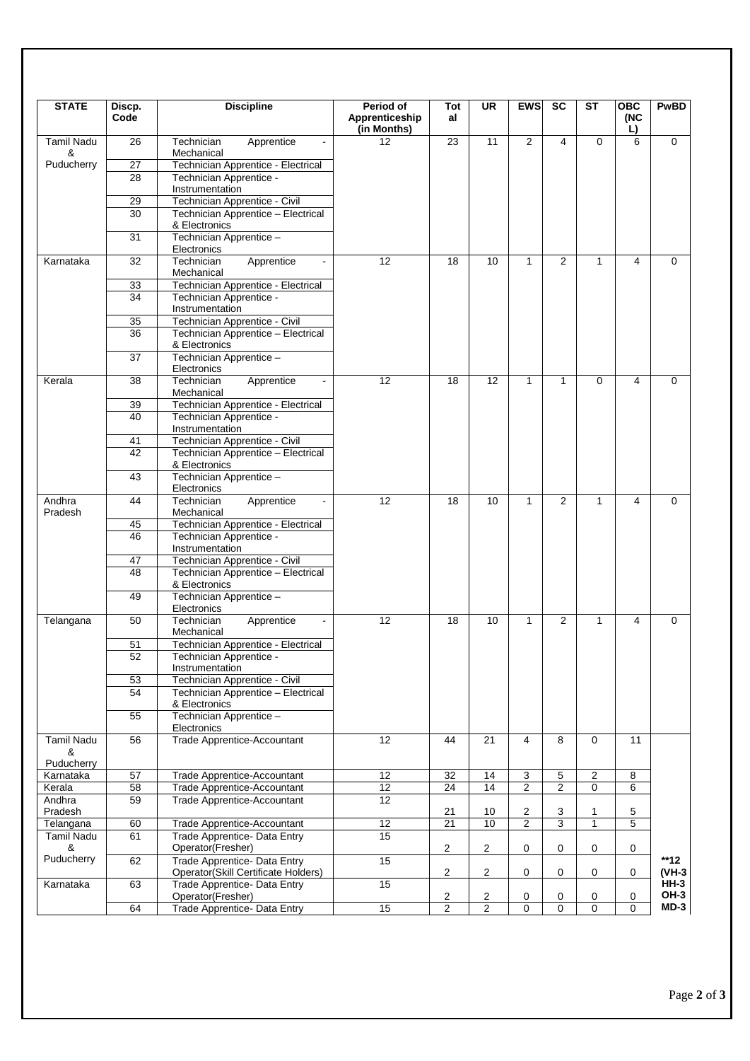| STATE | Discp. Code | Discipline | Period of Apprenticeship (in Months) | Total | UR | EWS | SC | ST | OBC (NCL) | PwBD |
|---|---|---|---|---|---|---|---|---|---|---|
| Tamil Nadu & Puducherry | 26 | Technician Apprentice - Mechanical | 12 | 23 | 11 | 2 | 4 | 0 | 6 | 0 |
| | 27 | Technician Apprentice - Electrical | | | | | | | | |
| | 28 | Technician Apprentice - Instrumentation | | | | | | | | |
| | 29 | Technician Apprentice - Civil | | | | | | | | |
| | 30 | Technician Apprentice – Electrical & Electronics | | | | | | | | |
| | 31 | Technician Apprentice – Electronics | | | | | | | | |
| Karnataka | 32 | Technician Apprentice - Mechanical | 12 | 18 | 10 | 1 | 2 | 1 | 4 | 0 |
| | 33 | Technician Apprentice - Electrical | | | | | | | | |
| | 34 | Technician Apprentice - Instrumentation | | | | | | | | |
| | 35 | Technician Apprentice - Civil | | | | | | | | |
| | 36 | Technician Apprentice – Electrical & Electronics | | | | | | | | |
| | 37 | Technician Apprentice – Electronics | | | | | | | | |
| Kerala | 38 | Technician Apprentice - Mechanical | 12 | 18 | 12 | 1 | 1 | 0 | 4 | 0 |
| | 39 | Technician Apprentice - Electrical | | | | | | | | |
| | 40 | Technician Apprentice - Instrumentation | | | | | | | | |
| | 41 | Technician Apprentice - Civil | | | | | | | | |
| | 42 | Technician Apprentice – Electrical & Electronics | | | | | | | | |
| | 43 | Technician Apprentice – Electronics | | | | | | | | |
| Andhra Pradesh | 44 | Technician Apprentice - Mechanical | 12 | 18 | 10 | 1 | 2 | 1 | 4 | 0 |
| | 45 | Technician Apprentice - Electrical | | | | | | | | |
| | 46 | Technician Apprentice - Instrumentation | | | | | | | | |
| | 47 | Technician Apprentice - Civil | | | | | | | | |
| | 48 | Technician Apprentice – Electrical & Electronics | | | | | | | | |
| | 49 | Technician Apprentice – Electronics | | | | | | | | |
| Telangana | 50 | Technician Apprentice - Mechanical | 12 | 18 | 10 | 1 | 2 | 1 | 4 | 0 |
| | 51 | Technician Apprentice - Electrical | | | | | | | | |
| | 52 | Technician Apprentice - Instrumentation | | | | | | | | |
| | 53 | Technician Apprentice - Civil | | | | | | | | |
| | 54 | Technician Apprentice – Electrical & Electronics | | | | | | | | |
| | 55 | Technician Apprentice – Electronics | | | | | | | | |
| Tamil Nadu & Puducherry | 56 | Trade Apprentice-Accountant | 12 | 44 | 21 | 4 | 8 | 0 | 11 | **12 (VH-3 HH-3 OH-3 MD-3 |
| Karnataka | 57 | Trade Apprentice-Accountant | 12 | 32 | 14 | 3 | 5 | 2 | 8 | |
| Kerala | 58 | Trade Apprentice-Accountant | 12 | 24 | 14 | 2 | 2 | 0 | 6 | |
| Andhra Pradesh | 59 | Trade Apprentice-Accountant | 12 | 21 | 10 | 2 | 3 | 1 | 5 | |
| Telangana | 60 | Trade Apprentice-Accountant | 12 | 21 | 10 | 2 | 3 | 1 | 5 | |
| Tamil Nadu & Puducherry | 61 | Trade Apprentice- Data Entry Operator(Fresher) | 15 | 2 | 2 | 0 | 0 | 0 | 0 | |
| | 62 | Trade Apprentice- Data Entry Operator(Skill Certificate Holders) | 15 | 2 | 2 | 0 | 0 | 0 | 0 | |
| Karnataka | 63 | Trade Apprentice- Data Entry Operator(Fresher) | 15 | 2 | 2 | 0 | 0 | 0 | 0 | |
| | 64 | Trade Apprentice- Data Entry | 15 | 2 | 2 | 0 | 0 | 0 | 0 | |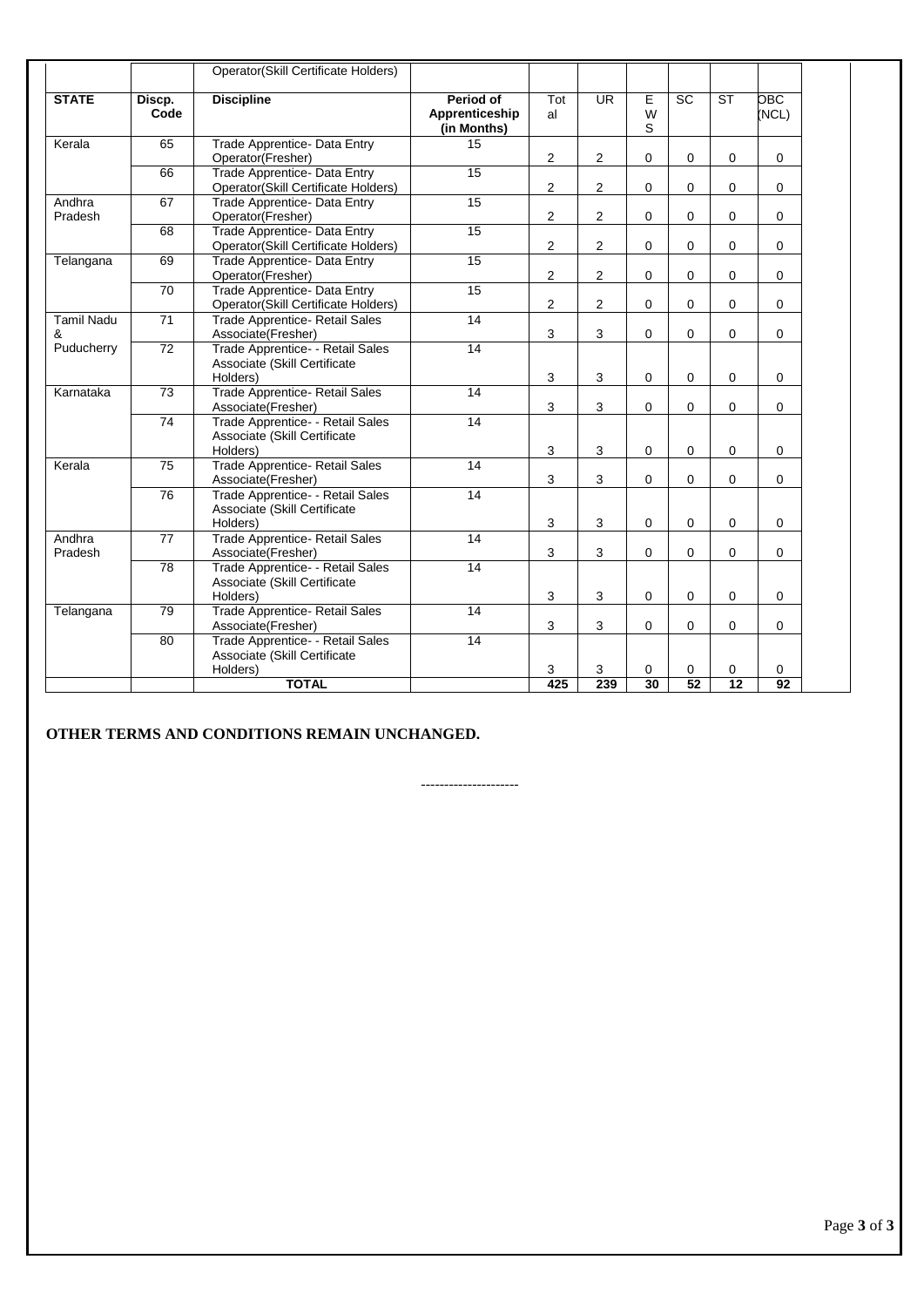| | | | | | | | | | |
|---|---|---|---|---|---|---|---|---|---|
| | | Operator(Skill Certificate Holders) | | | | | | | |
| **STATE** | **Discp. Code** | **Discipline** | **Period of Apprenticeship (in Months)** | Total | UR | EWS | SC | ST | OBC (NCL) |
| Kerala | 65 | Trade Apprentice- Data Entry Operator(Fresher) | 15 | 2 | 2 | 0 | 0 | 0 | 0 |
| | 66 | Trade Apprentice- Data Entry Operator(Skill Certificate Holders) | 15 | 2 | 2 | 0 | 0 | 0 | 0 |
| Andhra Pradesh | 67 | Trade Apprentice- Data Entry Operator(Fresher) | 15 | 2 | 2 | 0 | 0 | 0 | 0 |
| | 68 | Trade Apprentice- Data Entry Operator(Skill Certificate Holders) | 15 | 2 | 2 | 0 | 0 | 0 | 0 |
| Telangana | 69 | Trade Apprentice- Data Entry Operator(Fresher) | 15 | 2 | 2 | 0 | 0 | 0 | 0 |
| | 70 | Trade Apprentice- Data Entry Operator(Skill Certificate Holders) | 15 | 2 | 2 | 0 | 0 | 0 | 0 |
| Tamil Nadu & Puducherry | 71 | Trade Apprentice- Retail Sales Associate(Fresher) | 14 | 3 | 3 | 0 | 0 | 0 | 0 |
| | 72 | Trade Apprentice- - Retail Sales Associate (Skill Certificate Holders) | 14 | 3 | 3 | 0 | 0 | 0 | 0 |
| Karnataka | 73 | Trade Apprentice- Retail Sales Associate(Fresher) | 14 | 3 | 3 | 0 | 0 | 0 | 0 |
| | 74 | Trade Apprentice- - Retail Sales Associate (Skill Certificate Holders) | 14 | 3 | 3 | 0 | 0 | 0 | 0 |
| Kerala | 75 | Trade Apprentice- Retail Sales Associate(Fresher) | 14 | 3 | 3 | 0 | 0 | 0 | 0 |
| | 76 | Trade Apprentice- - Retail Sales Associate (Skill Certificate Holders) | 14 | 3 | 3 | 0 | 0 | 0 | 0 |
| Andhra Pradesh | 77 | Trade Apprentice- Retail Sales Associate(Fresher) | 14 | 3 | 3 | 0 | 0 | 0 | 0 |
| | 78 | Trade Apprentice- - Retail Sales Associate (Skill Certificate Holders) | 14 | 3 | 3 | 0 | 0 | 0 | 0 |
| Telangana | 79 | Trade Apprentice- Retail Sales Associate(Fresher) | 14 | 3 | 3 | 0 | 0 | 0 | 0 |
| | 80 | Trade Apprentice- - Retail Sales Associate (Skill Certificate Holders) | 14 | 3 | 3 | 0 | 0 | 0 | 0 |
| | | **TOTAL** | | **425** | **239** | **30** | **52** | **12** | **92** |

**OTHER TERMS AND CONDITIONS REMAIN UNCHANGED.**

---------------------